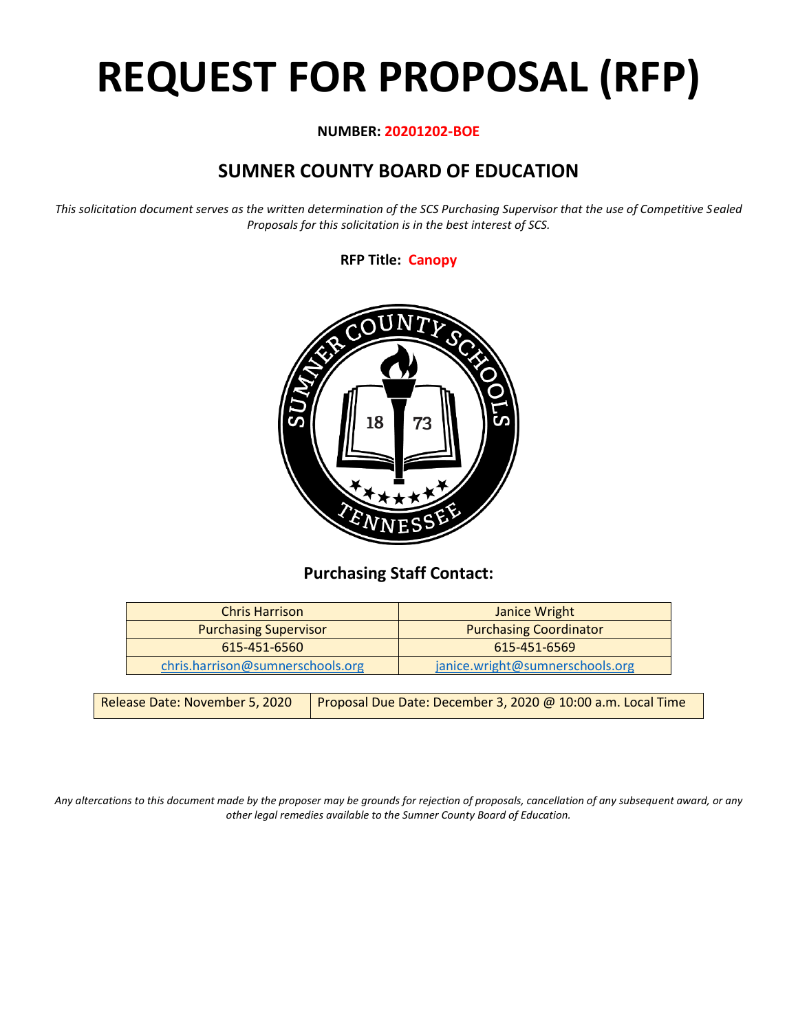# REQUEST FOR PROPOSAL (RFP)

**NUMBER: 20201202-BOE**

## SUMNER COUNTY BOARD OF EDUCATION

*This solicitation document serves as the written determination of the SCS Purchasing Supervisor that the use of Competitive Sealed Proposals for this solicitation is in the best interest of SCS.*

**RFP Title: Canopy**

### Purchasing Staff Contact:

| Chris Harrison | Janice Wright |
|---|---|
| Purchasing Supervisor | Purchasing Coordinator |
| 615-451-6560 | 615-451-6569 |
| chris.harrison@sumnerschools.org | janice.wright@sumnerschools.org |

| Release Date: November 5, 2020 | Proposal Due Date: December 3, 2020 @ 10:00 a.m. Local Time |
|---|---|

*Any altercations to this document made by the proposer may be grounds for rejection of proposals, cancellation of any subsequent award, or any other legal remedies available to the Sumner County Board of Education.*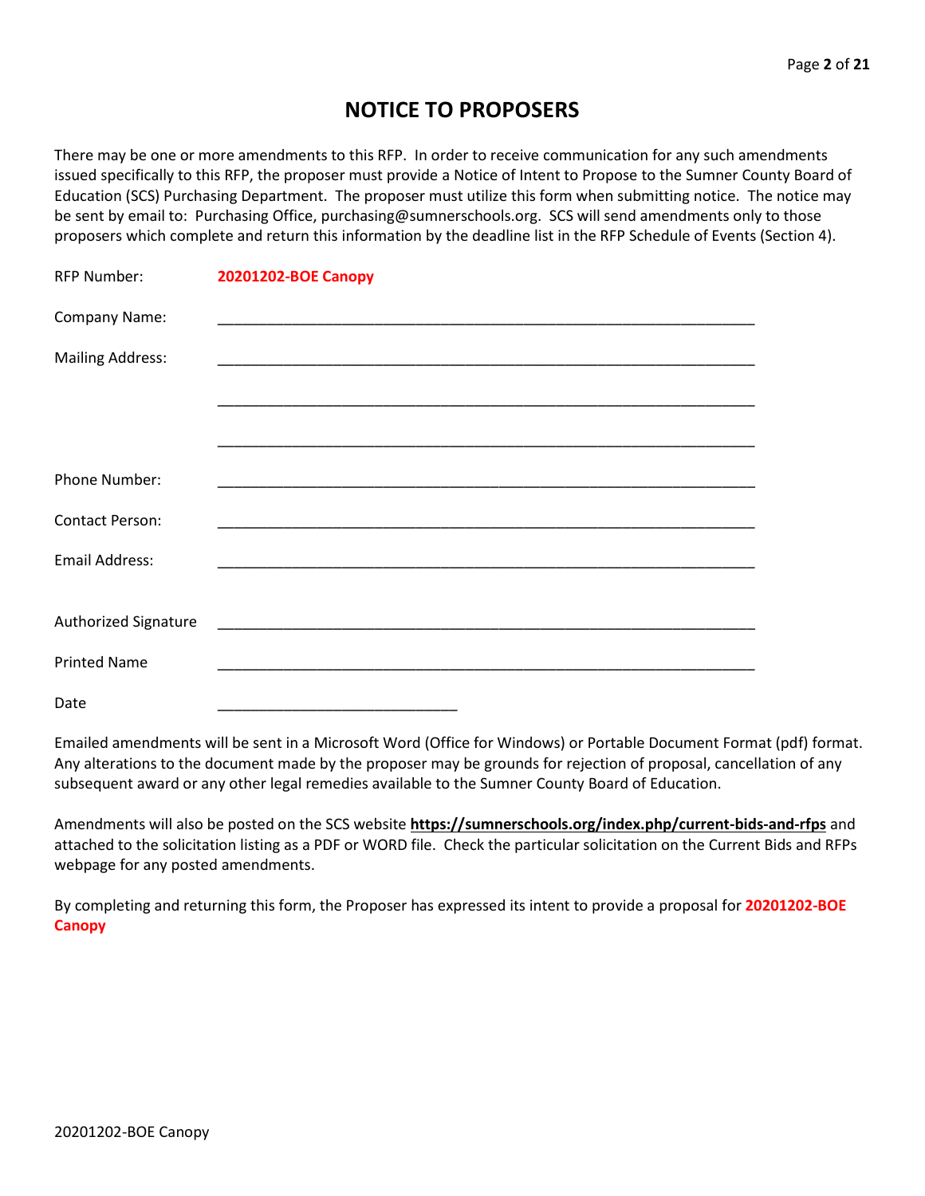# NOTICE TO PROPOSERS

There may be one or more amendments to this RFP. In order to receive communication for any such amendments issued specifically to this RFP, the proposer must provide a Notice of Intent to Propose to the Sumner County Board of Education (SCS) Purchasing Department. The proposer must utilize this form when submitting notice. The notice may be sent by email to: Purchasing Office, purchasing@sumnerschools.org. SCS will send amendments only to those proposers which complete and return this information by the deadline list in the RFP Schedule of Events (Section 4).

RFP Number: **20201202-BOE Canopy**

Company Name: ____________________________________________________________________

Mailing Address: ____________________________________________________________________

____________________________________________________________________

____________________________________________________________________

Phone Number: ____________________________________________________________________

Contact Person: ____________________________________________________________________

Email Address: ____________________________________________________________________

Authorized Signature ____________________________________________________________________

Printed Name ____________________________________________________________________

Date ______________________________

Emailed amendments will be sent in a Microsoft Word (Office for Windows) or Portable Document Format (pdf) format. Any alterations to the document made by the proposer may be grounds for rejection of proposal, cancellation of any subsequent award or any other legal remedies available to the Sumner County Board of Education.

Amendments will also be posted on the SCS website **https://sumnerschools.org/index.php/current-bids-and-rfps** and attached to the solicitation listing as a PDF or WORD file. Check the particular solicitation on the Current Bids and RFPs webpage for any posted amendments.

By completing and returning this form, the Proposer has expressed its intent to provide a proposal for **20201202-BOE Canopy**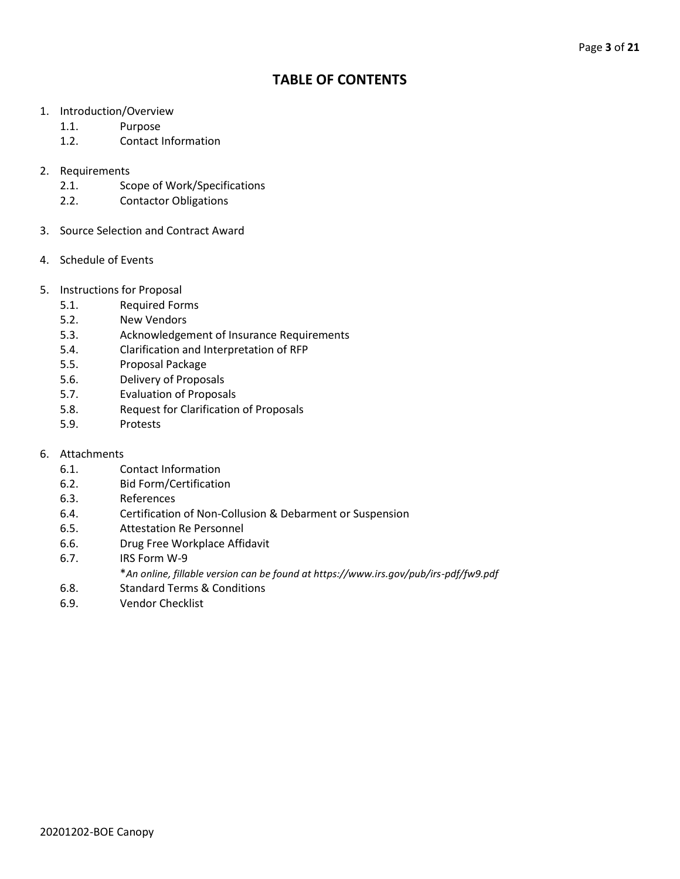# TABLE OF CONTENTS

1. Introduction/Overview
   - 1.1. Purpose
   - 1.2. Contact Information

2. Requirements
   - 2.1. Scope of Work/Specifications
   - 2.2. Contactor Obligations

3. Source Selection and Contract Award

4. Schedule of Events

5. Instructions for Proposal
   - 5.1. Required Forms
   - 5.2. New Vendors
   - 5.3. Acknowledgement of Insurance Requirements
   - 5.4. Clarification and Interpretation of RFP
   - 5.5. Proposal Package
   - 5.6. Delivery of Proposals
   - 5.7. Evaluation of Proposals
   - 5.8. Request for Clarification of Proposals
   - 5.9. Protests

6. Attachments
   - 6.1. Contact Information
   - 6.2. Bid Form/Certification
   - 6.3. References
   - 6.4. Certification of Non-Collusion & Debarment or Suspension
   - 6.5. Attestation Re Personnel
   - 6.6. Drug Free Workplace Affidavit
   - 6.7. IRS Form W-9
     
     **An online, fillable version can be found at https://www.irs.gov/pub/irs-pdf/fw9.pdf*
   - 6.8. Standard Terms & Conditions
   - 6.9. Vendor Checklist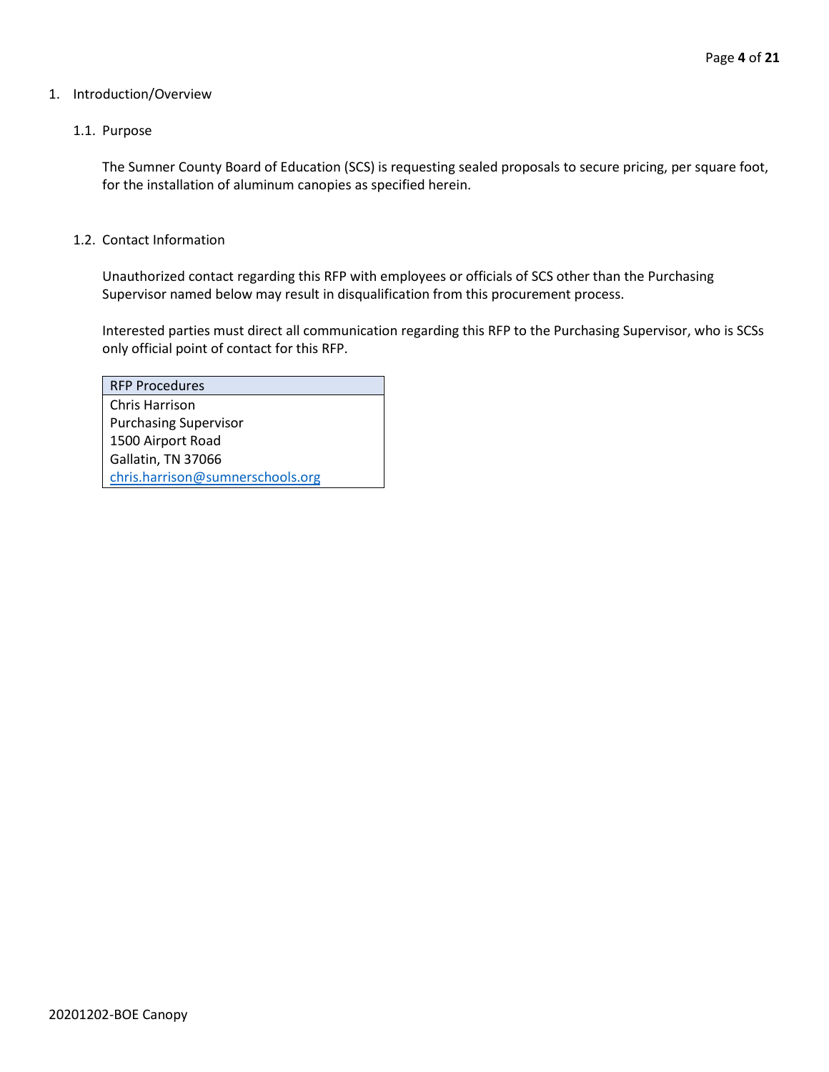1. Introduction/Overview

## 1.1. Purpose

The Sumner County Board of Education (SCS) is requesting sealed proposals to secure pricing, per square foot, for the installation of aluminum canopies as specified herein.

## 1.2. Contact Information

Unauthorized contact regarding this RFP with employees or officials of SCS other than the Purchasing Supervisor named below may result in disqualification from this procurement process.

Interested parties must direct all communication regarding this RFP to the Purchasing Supervisor, who is SCSs only official point of contact for this RFP.

| RFP Procedures |
| --- |
| Chris Harrison<br>Purchasing Supervisor<br>1500 Airport Road<br>Gallatin, TN 37066<br>chris.harrison@sumnerschools.org |

20201202-BOE Canopy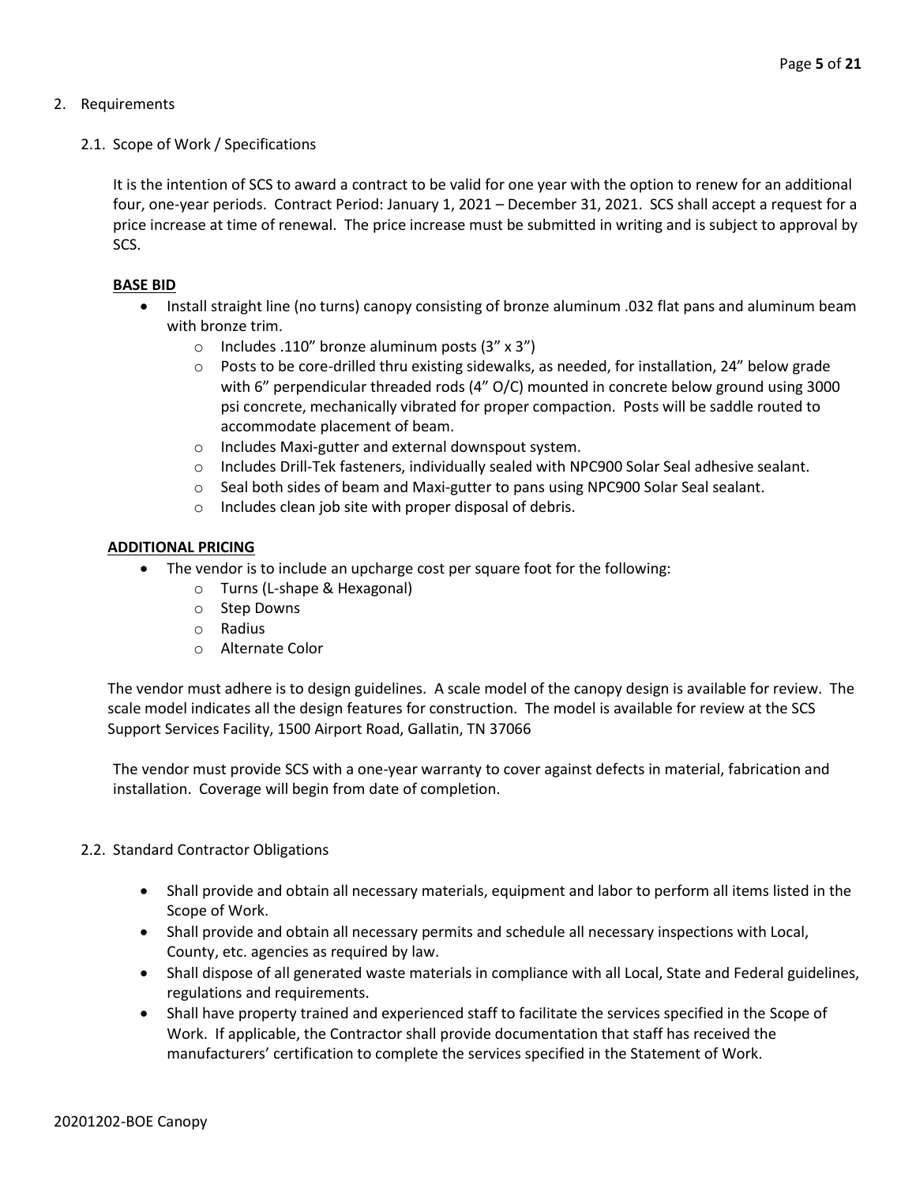2. Requirements

2.1. Scope of Work / Specifications

It is the intention of SCS to award a contract to be valid for one year with the option to renew for an additional four, one-year periods. Contract Period: January 1, 2021 – December 31, 2021. SCS shall accept a request for a price increase at time of renewal. The price increase must be submitted in writing and is subject to approval by SCS.

**BASE BID**

- Install straight line (no turns) canopy consisting of bronze aluminum .032 flat pans and aluminum beam with bronze trim.
  - Includes .110" bronze aluminum posts (3" x 3")
  - Posts to be core-drilled thru existing sidewalks, as needed, for installation, 24" below grade with 6" perpendicular threaded rods (4" O/C) mounted in concrete below ground using 3000 psi concrete, mechanically vibrated for proper compaction. Posts will be saddle routed to accommodate placement of beam.
  - Includes Maxi-gutter and external downspout system.
  - Includes Drill-Tek fasteners, individually sealed with NPC900 Solar Seal adhesive sealant.
  - Seal both sides of beam and Maxi-gutter to pans using NPC900 Solar Seal sealant.
  - Includes clean job site with proper disposal of debris.

**ADDITIONAL PRICING**

- The vendor is to include an upcharge cost per square foot for the following:
  - Turns (L-shape & Hexagonal)
  - Step Downs
  - Radius
  - Alternate Color

The vendor must adhere is to design guidelines. A scale model of the canopy design is available for review. The scale model indicates all the design features for construction. The model is available for review at the SCS Support Services Facility, 1500 Airport Road, Gallatin, TN 37066

The vendor must provide SCS with a one-year warranty to cover against defects in material, fabrication and installation. Coverage will begin from date of completion.

2.2. Standard Contractor Obligations

- Shall provide and obtain all necessary materials, equipment and labor to perform all items listed in the Scope of Work.
- Shall provide and obtain all necessary permits and schedule all necessary inspections with Local, County, etc. agencies as required by law.
- Shall dispose of all generated waste materials in compliance with all Local, State and Federal guidelines, regulations and requirements.
- Shall have property trained and experienced staff to facilitate the services specified in the Scope of Work. If applicable, the Contractor shall provide documentation that staff has received the manufacturers' certification to complete the services specified in the Statement of Work.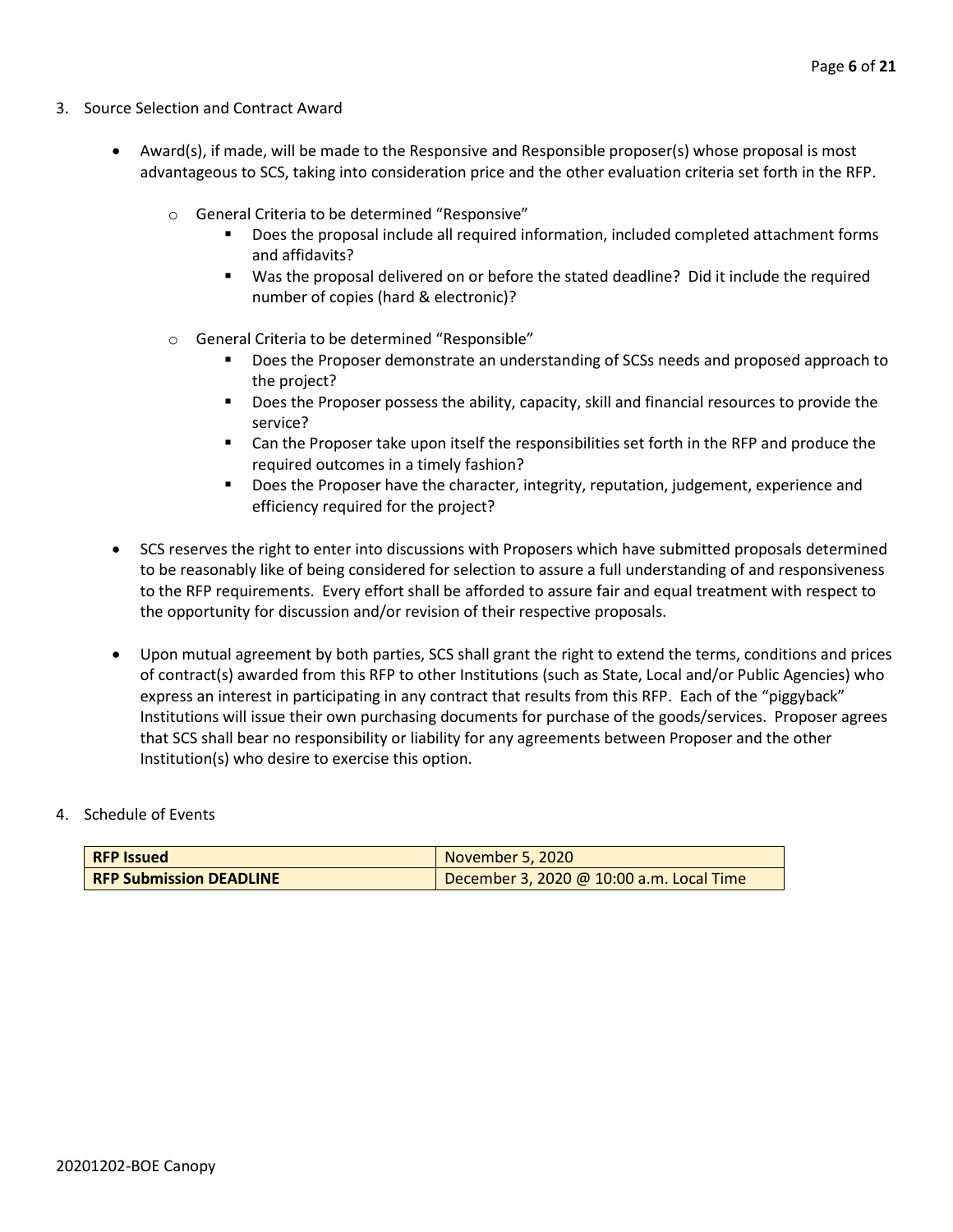3. Source Selection and Contract Award

- Award(s), if made, will be made to the Responsive and Responsible proposer(s) whose proposal is most advantageous to SCS, taking into consideration price and the other evaluation criteria set forth in the RFP.

    - General Criteria to be determined "Responsive"
        - Does the proposal include all required information, included completed attachment forms and affidavits?
        - Was the proposal delivered on or before the stated deadline? Did it include the required number of copies (hard & electronic)?

    - General Criteria to be determined "Responsible"
        - Does the Proposer demonstrate an understanding of SCSs needs and proposed approach to the project?
        - Does the Proposer possess the ability, capacity, skill and financial resources to provide the service?
        - Can the Proposer take upon itself the responsibilities set forth in the RFP and produce the required outcomes in a timely fashion?
        - Does the Proposer have the character, integrity, reputation, judgement, experience and efficiency required for the project?

- SCS reserves the right to enter into discussions with Proposers which have submitted proposals determined to be reasonably like of being considered for selection to assure a full understanding of and responsiveness to the RFP requirements. Every effort shall be afforded to assure fair and equal treatment with respect to the opportunity for discussion and/or revision of their respective proposals.

- Upon mutual agreement by both parties, SCS shall grant the right to extend the terms, conditions and prices of contract(s) awarded from this RFP to other Institutions (such as State, Local and/or Public Agencies) who express an interest in participating in any contract that results from this RFP. Each of the "piggyback" Institutions will issue their own purchasing documents for purchase of the goods/services. Proposer agrees that SCS shall bear no responsibility or liability for any agreements between Proposer and the other Institution(s) who desire to exercise this option.

4. Schedule of Events

| **RFP Issued** | November 5, 2020 |
|---|---|
| **RFP Submission DEADLINE** | December 3, 2020 @ 10:00 a.m. Local Time |

20201202-BOE Canopy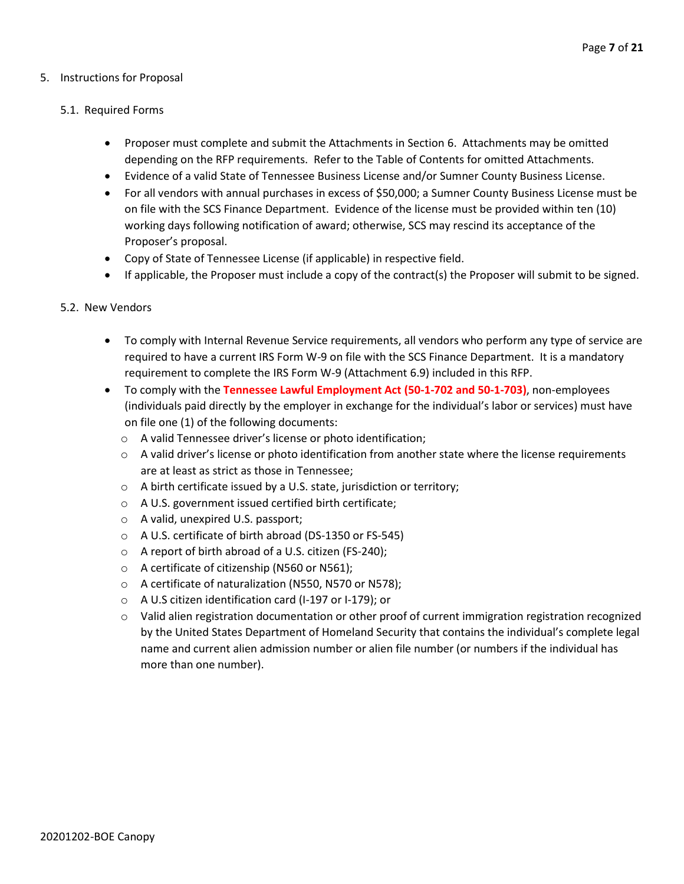## 5. Instructions for Proposal

### 5.1. Required Forms

- Proposer must complete and submit the Attachments in Section 6. Attachments may be omitted depending on the RFP requirements. Refer to the Table of Contents for omitted Attachments.
- Evidence of a valid State of Tennessee Business License and/or Sumner County Business License.
- For all vendors with annual purchases in excess of $50,000; a Sumner County Business License must be on file with the SCS Finance Department. Evidence of the license must be provided within ten (10) working days following notification of award; otherwise, SCS may rescind its acceptance of the Proposer's proposal.
- Copy of State of Tennessee License (if applicable) in respective field.
- If applicable, the Proposer must include a copy of the contract(s) the Proposer will submit to be signed.

### 5.2. New Vendors

- To comply with Internal Revenue Service requirements, all vendors who perform any type of service are required to have a current IRS Form W-9 on file with the SCS Finance Department. It is a mandatory requirement to complete the IRS Form W-9 (Attachment 6.9) included in this RFP.
- To comply with the **Tennessee Lawful Employment Act (50-1-702 and 50-1-703)**, non-employees (individuals paid directly by the employer in exchange for the individual's labor or services) must have on file one (1) of the following documents:
  - A valid Tennessee driver's license or photo identification;
  - A valid driver's license or photo identification from another state where the license requirements are at least as strict as those in Tennessee;
  - A birth certificate issued by a U.S. state, jurisdiction or territory;
  - A U.S. government issued certified birth certificate;
  - A valid, unexpired U.S. passport;
  - A U.S. certificate of birth abroad (DS-1350 or FS-545)
  - A report of birth abroad of a U.S. citizen (FS-240);
  - A certificate of citizenship (N560 or N561);
  - A certificate of naturalization (N550, N570 or N578);
  - A U.S citizen identification card (I-197 or I-179); or
  - Valid alien registration documentation or other proof of current immigration registration recognized by the United States Department of Homeland Security that contains the individual's complete legal name and current alien admission number or alien file number (or numbers if the individual has more than one number).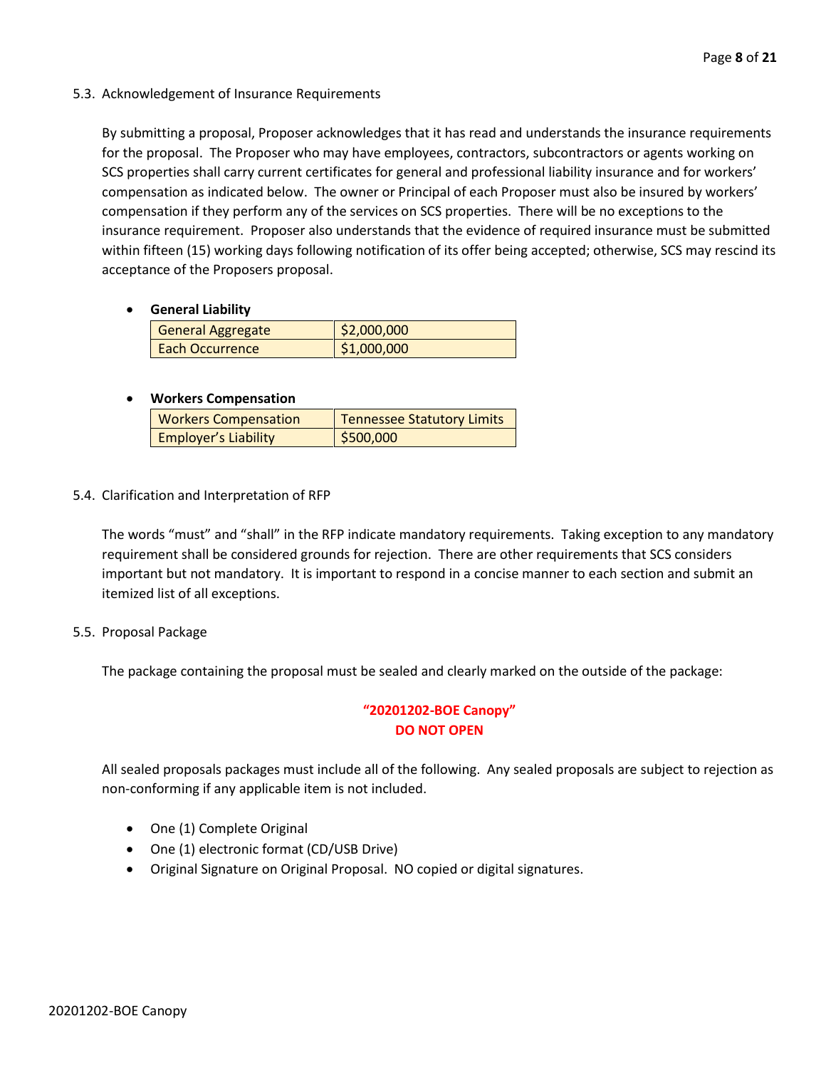### 5.3. Acknowledgement of Insurance Requirements

By submitting a proposal, Proposer acknowledges that it has read and understands the insurance requirements for the proposal. The Proposer who may have employees, contractors, subcontractors or agents working on SCS properties shall carry current certificates for general and professional liability insurance and for workers' compensation as indicated below. The owner or Principal of each Proposer must also be insured by workers' compensation if they perform any of the services on SCS properties. There will be no exceptions to the insurance requirement. Proposer also understands that the evidence of required insurance must be submitted within fifteen (15) working days following notification of its offer being accepted; otherwise, SCS may rescind its acceptance of the Proposers proposal.

- **General Liability**

| General Aggregate | $2,000,000 |
|---|---|
| Each Occurrence | $1,000,000 |

- **Workers Compensation**

| Workers Compensation | Tennessee Statutory Limits |
|---|---|
| Employer's Liability | $500,000 |

### 5.4. Clarification and Interpretation of RFP

The words "must" and "shall" in the RFP indicate mandatory requirements. Taking exception to any mandatory requirement shall be considered grounds for rejection. There are other requirements that SCS considers important but not mandatory. It is important to respond in a concise manner to each section and submit an itemized list of all exceptions.

### 5.5. Proposal Package

The package containing the proposal must be sealed and clearly marked on the outside of the package:

**"20201202-BOE Canopy"**
**DO NOT OPEN**

All sealed proposals packages must include all of the following. Any sealed proposals are subject to rejection as non-conforming if any applicable item is not included.

- One (1) Complete Original
- One (1) electronic format (CD/USB Drive)
- Original Signature on Original Proposal. NO copied or digital signatures.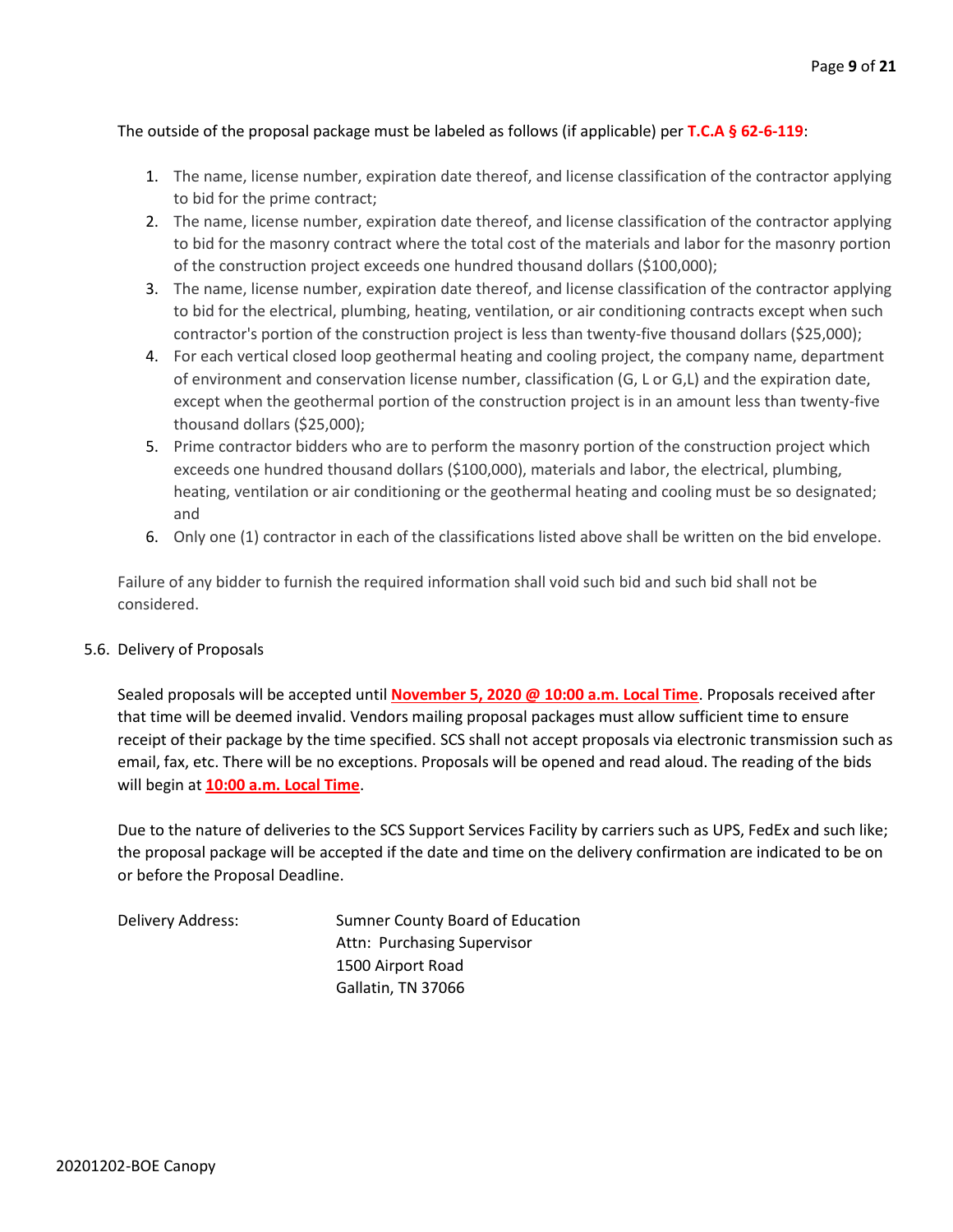The outside of the proposal package must be labeled as follows (if applicable) per **T.C.A § 62-6-119**:

1. The name, license number, expiration date thereof, and license classification of the contractor applying to bid for the prime contract;
2. The name, license number, expiration date thereof, and license classification of the contractor applying to bid for the masonry contract where the total cost of the materials and labor for the masonry portion of the construction project exceeds one hundred thousand dollars ($100,000);
3. The name, license number, expiration date thereof, and license classification of the contractor applying to bid for the electrical, plumbing, heating, ventilation, or air conditioning contracts except when such contractor's portion of the construction project is less than twenty-five thousand dollars ($25,000);
4. For each vertical closed loop geothermal heating and cooling project, the company name, department of environment and conservation license number, classification (G, L or G,L) and the expiration date, except when the geothermal portion of the construction project is in an amount less than twenty-five thousand dollars ($25,000);
5. Prime contractor bidders who are to perform the masonry portion of the construction project which exceeds one hundred thousand dollars ($100,000), materials and labor, the electrical, plumbing, heating, ventilation or air conditioning or the geothermal heating and cooling must be so designated; and
6. Only one (1) contractor in each of the classifications listed above shall be written on the bid envelope.

Failure of any bidder to furnish the required information shall void such bid and such bid shall not be considered.

5.6. Delivery of Proposals

Sealed proposals will be accepted until **November 5, 2020 @ 10:00 a.m. Local Time**. Proposals received after that time will be deemed invalid. Vendors mailing proposal packages must allow sufficient time to ensure receipt of their package by the time specified. SCS shall not accept proposals via electronic transmission such as email, fax, etc. There will be no exceptions. Proposals will be opened and read aloud. The reading of the bids will begin at **10:00 a.m. Local Time**.

Due to the nature of deliveries to the SCS Support Services Facility by carriers such as UPS, FedEx and such like; the proposal package will be accepted if the date and time on the delivery confirmation are indicated to be on or before the Proposal Deadline.

Delivery Address: Sumner County Board of Education
Attn: Purchasing Supervisor
1500 Airport Road
Gallatin, TN 37066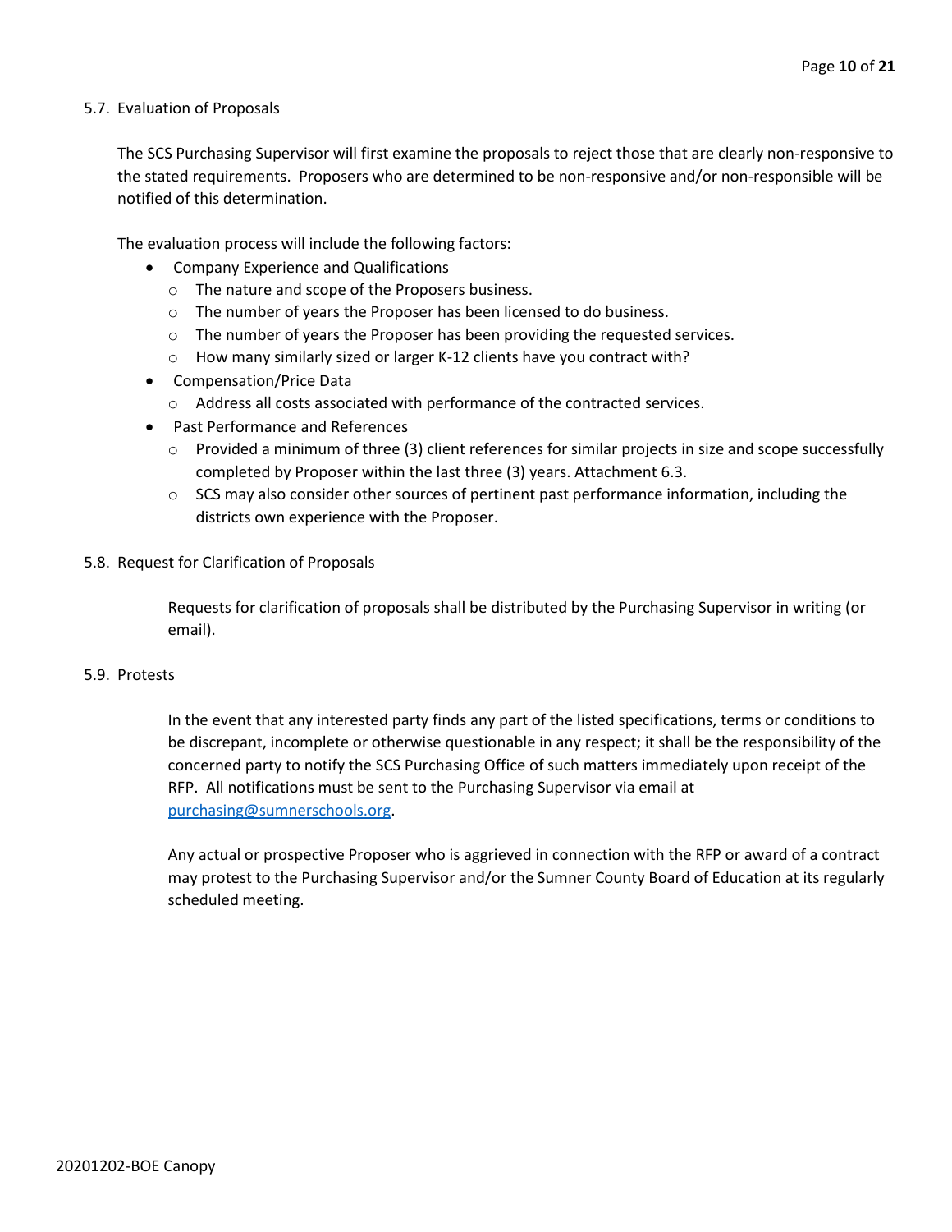5.7. Evaluation of Proposals

The SCS Purchasing Supervisor will first examine the proposals to reject those that are clearly non-responsive to the stated requirements. Proposers who are determined to be non-responsive and/or non-responsible will be notified of this determination.

The evaluation process will include the following factors:

- Company Experience and Qualifications
  - The nature and scope of the Proposers business.
  - The number of years the Proposer has been licensed to do business.
  - The number of years the Proposer has been providing the requested services.
  - How many similarly sized or larger K-12 clients have you contract with?
- Compensation/Price Data
  - Address all costs associated with performance of the contracted services.
- Past Performance and References
  - Provided a minimum of three (3) client references for similar projects in size and scope successfully completed by Proposer within the last three (3) years. Attachment 6.3.
  - SCS may also consider other sources of pertinent past performance information, including the districts own experience with the Proposer.

5.8. Request for Clarification of Proposals

Requests for clarification of proposals shall be distributed by the Purchasing Supervisor in writing (or email).

5.9. Protests

In the event that any interested party finds any part of the listed specifications, terms or conditions to be discrepant, incomplete or otherwise questionable in any respect; it shall be the responsibility of the concerned party to notify the SCS Purchasing Office of such matters immediately upon receipt of the RFP. All notifications must be sent to the Purchasing Supervisor via email at [purchasing@sumnerschools.org](mailto:purchasing@sumnerschools.org).

Any actual or prospective Proposer who is aggrieved in connection with the RFP or award of a contract may protest to the Purchasing Supervisor and/or the Sumner County Board of Education at its regularly scheduled meeting.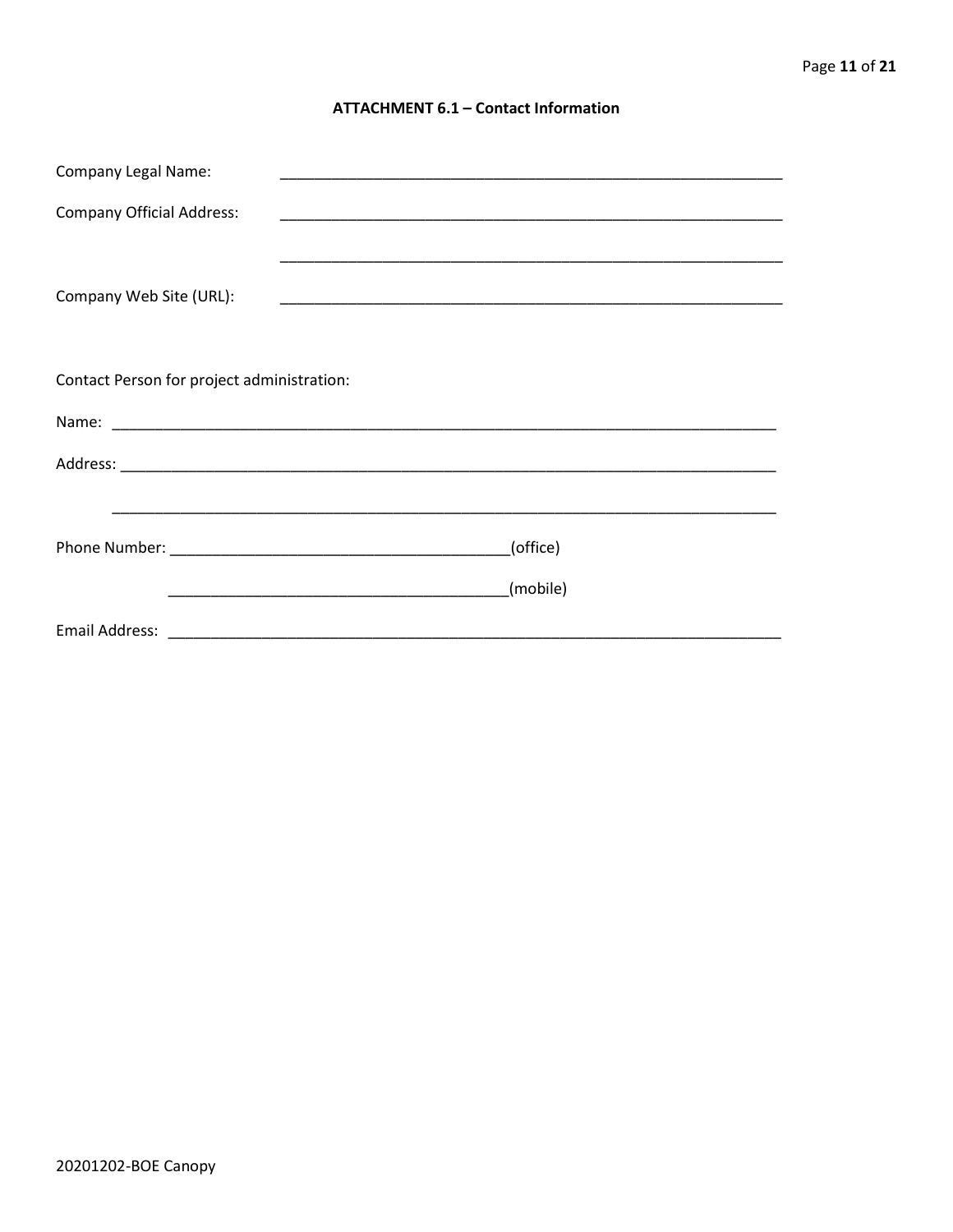## ATTACHMENT 6.1 – Contact Information

Company Legal Name: ____________________________________________________________

Company Official Address: ____________________________________________________________

____________________________________________________________

Company Web Site (URL): ____________________________________________________________

Contact Person for project administration:

Name: ________________________________________________________________________________

Address: ______________________________________________________________________________

______________________________________________________________________________

Phone Number: ________________________________________(office)

________________________________________(mobile)

Email Address: __________________________________________________________________________

20201202-BOE Canopy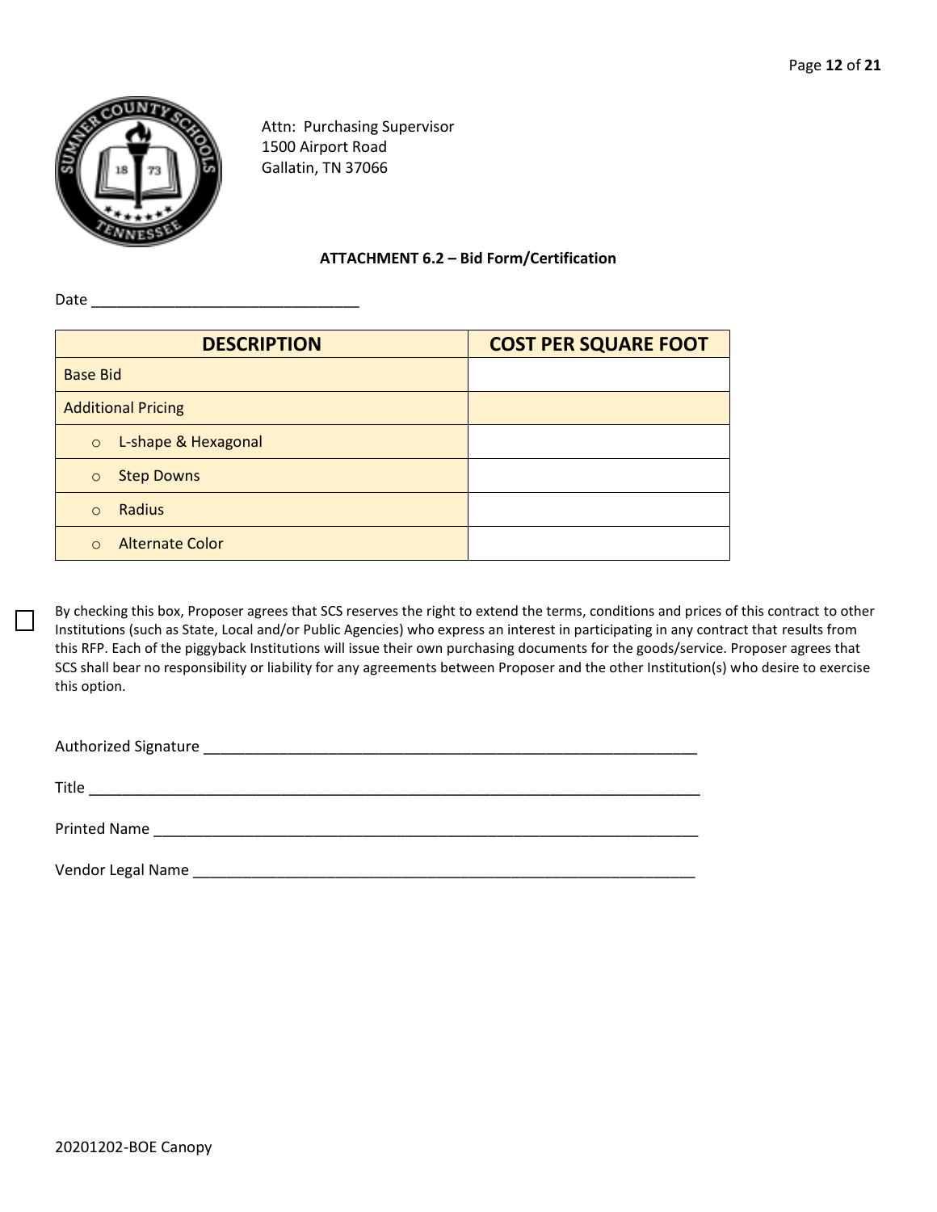Attn: Purchasing Supervisor
1500 Airport Road
Gallatin, TN 37066

### ATTACHMENT 6.2 – Bid Form/Certification

Date ______________________________

| DESCRIPTION | COST PER SQUARE FOOT |
|---|---|
| Base Bid | |
| Additional Pricing | |
| ○ L-shape & Hexagonal | |
| ○ Step Downs | |
| ○ Radius | |
| ○ Alternate Color | |

☐ By checking this box, Proposer agrees that SCS reserves the right to extend the terms, conditions and prices of this contract to other Institutions (such as State, Local and/or Public Agencies) who express an interest in participating in any contract that results from this RFP. Each of the piggyback Institutions will issue their own purchasing documents for the goods/service. Proposer agrees that SCS shall bear no responsibility or liability for any agreements between Proposer and the other Institution(s) who desire to exercise this option.

Authorized Signature ____________________________________________________________

Title ____________________________________________________________

Printed Name ____________________________________________________________

Vendor Legal Name ____________________________________________________________

20201202-BOE Canopy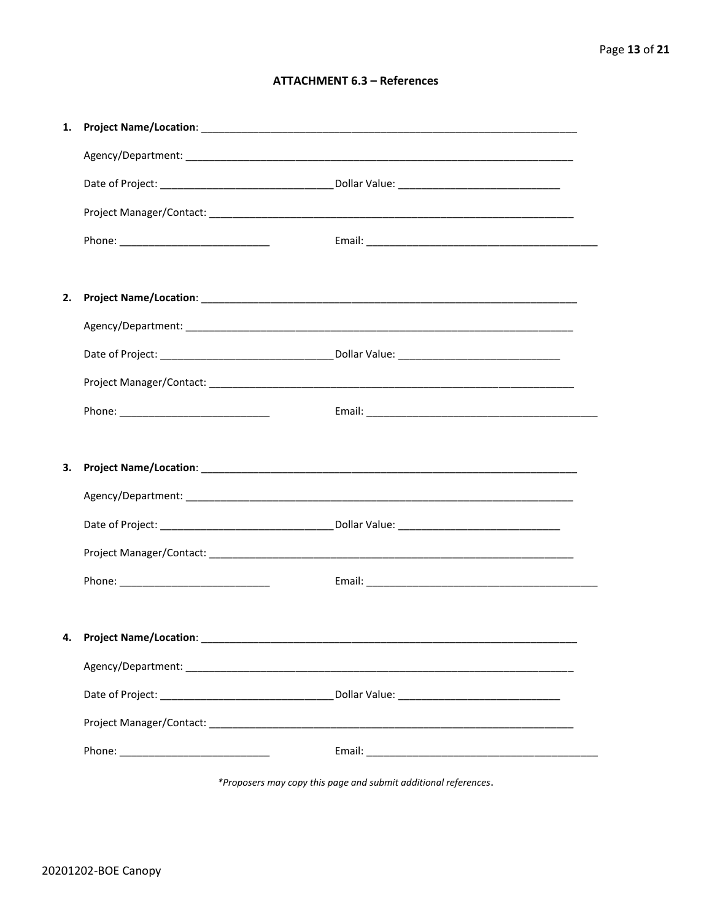## ATTACHMENT 6.3 – References

1. **Project Name/Location**: ______________________________________________________________

   Agency/Department: ______________________________________________________________

   Date of Project: __________________________ Dollar Value: __________________________

   Project Manager/Contact: ______________________________________________________________

   Phone: __________________________ Email: ______________________________________

2. **Project Name/Location**: ______________________________________________________________

   Agency/Department: ______________________________________________________________

   Date of Project: __________________________ Dollar Value: __________________________

   Project Manager/Contact: ______________________________________________________________

   Phone: __________________________ Email: ______________________________________

3. **Project Name/Location**: ______________________________________________________________

   Agency/Department: ______________________________________________________________

   Date of Project: __________________________ Dollar Value: __________________________

   Project Manager/Contact: ______________________________________________________________

   Phone: __________________________ Email: ______________________________________

4. **Project Name/Location**: ______________________________________________________________

   Agency/Department: ______________________________________________________________

   Date of Project: __________________________ Dollar Value: __________________________

   Project Manager/Contact: ______________________________________________________________

   Phone: __________________________ Email: ______________________________________

*\*Proposers may copy this page and submit additional references.*

20201202-BOE Canopy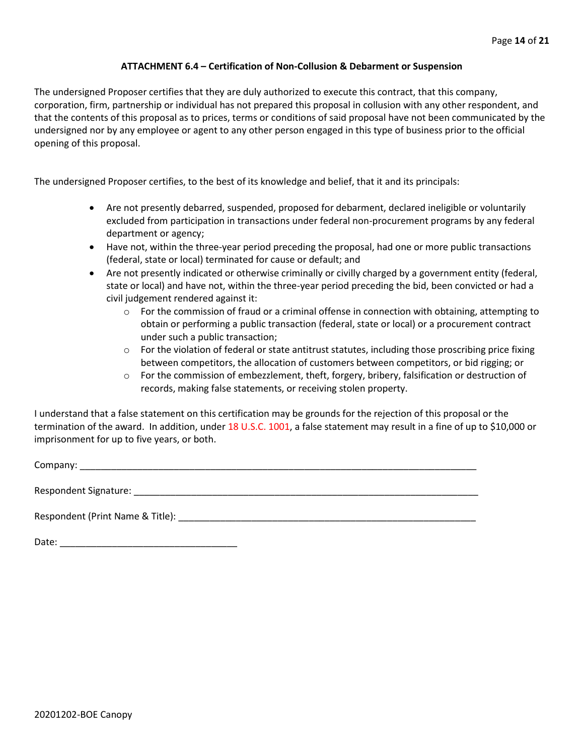### ATTACHMENT 6.4 – Certification of Non-Collusion & Debarment or Suspension

The undersigned Proposer certifies that they are duly authorized to execute this contract, that this company, corporation, firm, partnership or individual has not prepared this proposal in collusion with any other respondent, and that the contents of this proposal as to prices, terms or conditions of said proposal have not been communicated by the undersigned nor by any employee or agent to any other person engaged in this type of business prior to the official opening of this proposal.

The undersigned Proposer certifies, to the best of its knowledge and belief, that it and its principals:

- Are not presently debarred, suspended, proposed for debarment, declared ineligible or voluntarily excluded from participation in transactions under federal non-procurement programs by any federal department or agency;
- Have not, within the three-year period preceding the proposal, had one or more public transactions (federal, state or local) terminated for cause or default; and
- Are not presently indicated or otherwise criminally or civilly charged by a government entity (federal, state or local) and have not, within the three-year period preceding the bid, been convicted or had a civil judgement rendered against it:
  - For the commission of fraud or a criminal offense in connection with obtaining, attempting to obtain or performing a public transaction (federal, state or local) or a procurement contract under such a public transaction;
  - For the violation of federal or state antitrust statutes, including those proscribing price fixing between competitors, the allocation of customers between competitors, or bid rigging; or
  - For the commission of embezzlement, theft, forgery, bribery, falsification or destruction of records, making false statements, or receiving stolen property.

I understand that a false statement on this certification may be grounds for the rejection of this proposal or the termination of the award. In addition, under 18 U.S.C. 1001, a false statement may result in a fine of up to $10,000 or imprisonment for up to five years, or both.

Company: ______________________________________________________________________________

Respondent Signature: ____________________________________________________________________

Respondent (Print Name & Title): ___________________________________________________________

Date: __________________________________

20201202-BOE Canopy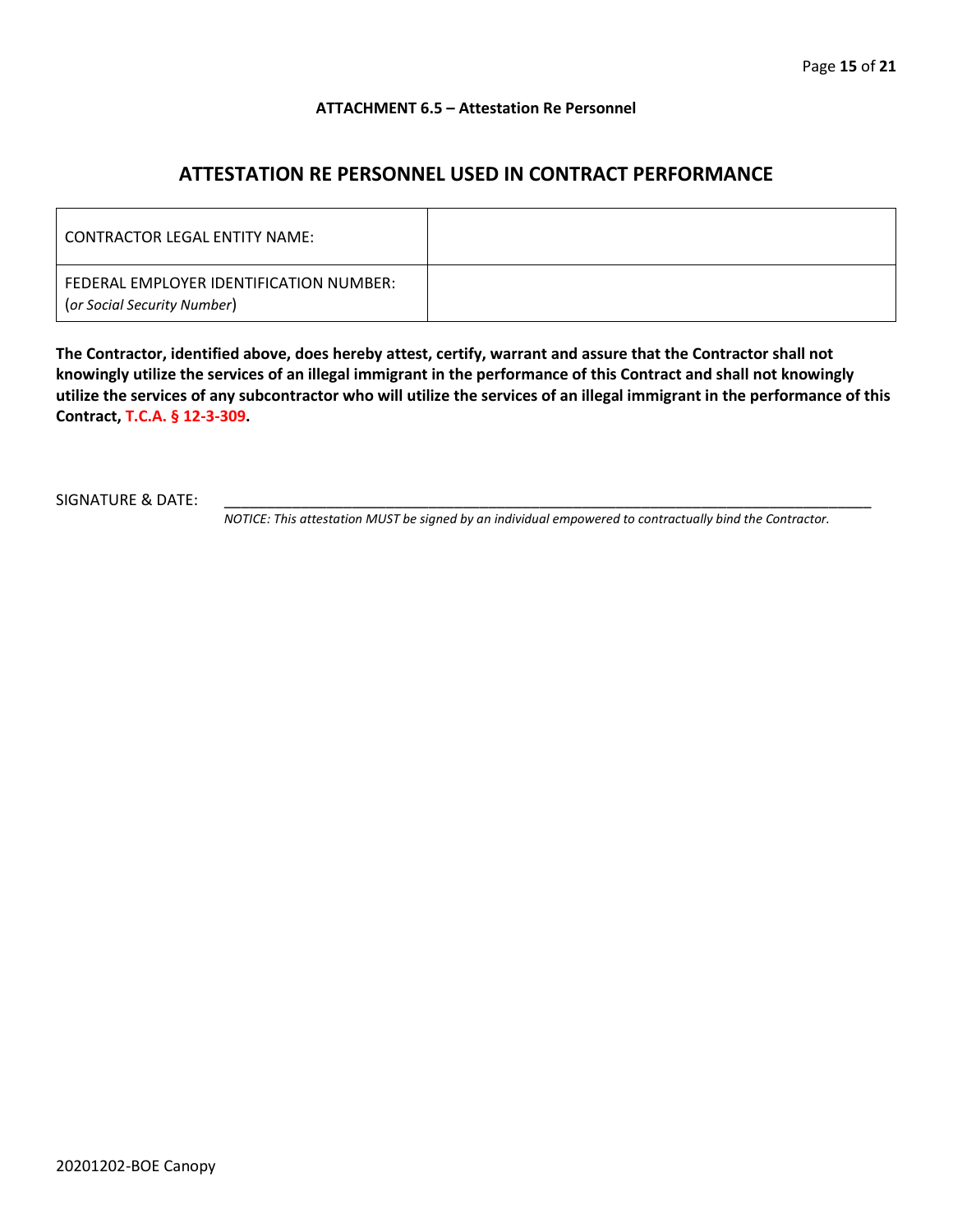**ATTACHMENT 6.5 – Attestation Re Personnel**

## ATTESTATION RE PERSONNEL USED IN CONTRACT PERFORMANCE

| CONTRACTOR LEGAL ENTITY NAME: | |
|---|---|
| FEDERAL EMPLOYER IDENTIFICATION NUMBER: (*or Social Security Number*) | |

**The Contractor, identified above, does hereby attest, certify, warrant and assure that the Contractor shall not knowingly utilize the services of an illegal immigrant in the performance of this Contract and shall not knowingly utilize the services of any subcontractor who will utilize the services of an illegal immigrant in the performance of this Contract, T.C.A. § 12-3-309.**

SIGNATURE & DATE: ___________________________________________________________________________

*NOTICE: This attestation MUST be signed by an individual empowered to contractually bind the Contractor.*

20201202-BOE Canopy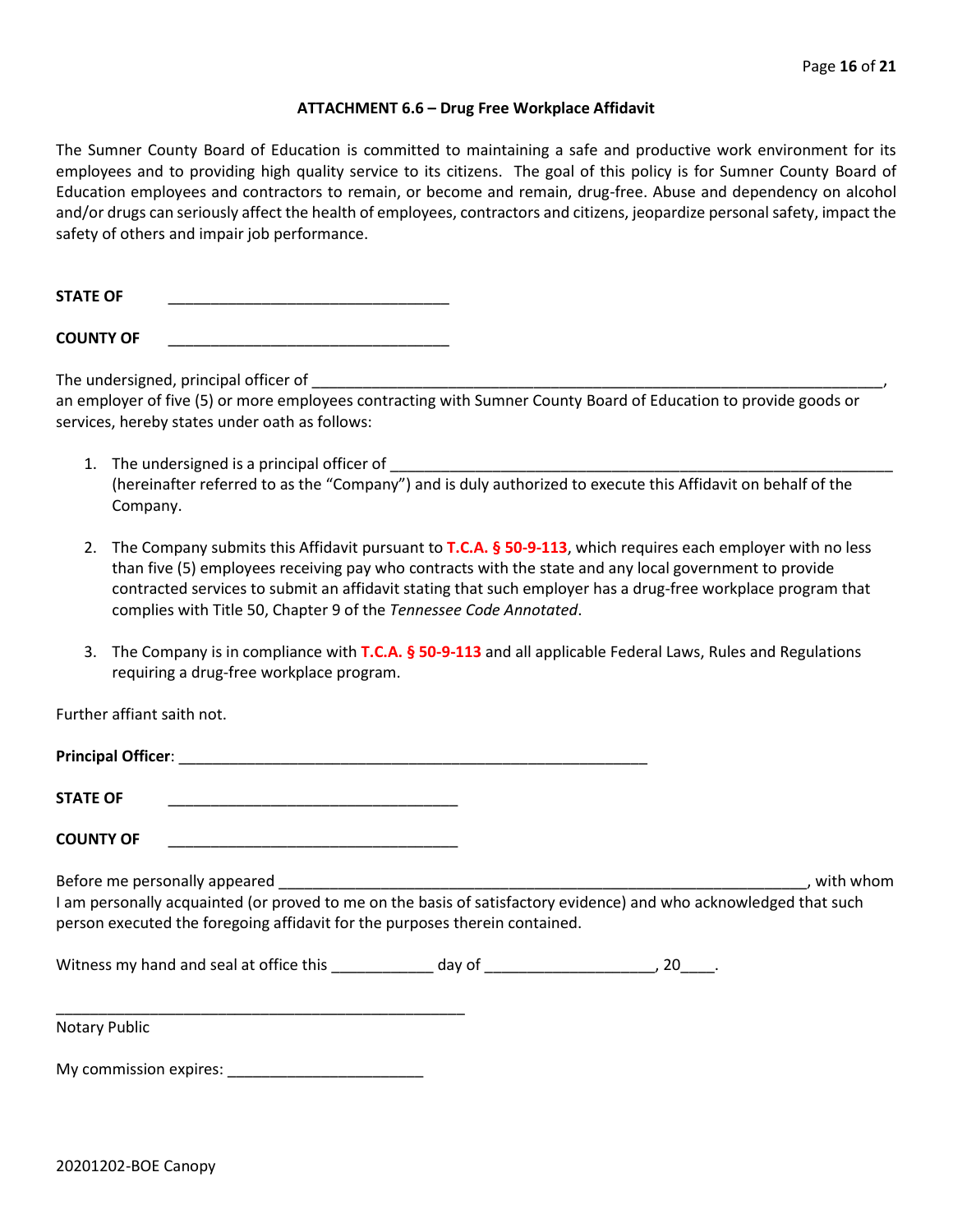### ATTACHMENT 6.6 – Drug Free Workplace Affidavit

The Sumner County Board of Education is committed to maintaining a safe and productive work environment for its employees and to providing high quality service to its citizens. The goal of this policy is for Sumner County Board of Education employees and contractors to remain, or become and remain, drug-free. Abuse and dependency on alcohol and/or drugs can seriously affect the health of employees, contractors and citizens, jeopardize personal safety, impact the safety of others and impair job performance.

**STATE OF** ________________________________

**COUNTY OF** ________________________________

The undersigned, principal officer of ____________________________________________________________________, an employer of five (5) or more employees contracting with Sumner County Board of Education to provide goods or services, hereby states under oath as follows:

1. The undersigned is a principal officer of ____________________________________________________________ (hereinafter referred to as the "Company") and is duly authorized to execute this Affidavit on behalf of the Company.

2. The Company submits this Affidavit pursuant to **T.C.A. § 50-9-113**, which requires each employer with no less than five (5) employees receiving pay who contracts with the state and any local government to provide contracted services to submit an affidavit stating that such employer has a drug-free workplace program that complies with Title 50, Chapter 9 of the *Tennessee Code Annotated*.

3. The Company is in compliance with **T.C.A. § 50-9-113** and all applicable Federal Laws, Rules and Regulations requiring a drug-free workplace program.

Further affiant saith not.

**Principal Officer**: _______________________________________________________

**STATE OF** __________________________________

**COUNTY OF** __________________________________

Before me personally appeared _____________________________________________________________, with whom I am personally acquainted (or proved to me on the basis of satisfactory evidence) and who acknowledged that such person executed the foregoing affidavit for the purposes therein contained.

Witness my hand and seal at office this ____________ day of ____________________, 20____.

________________________________________________

Notary Public

My commission expires: _______________________

20201202-BOE Canopy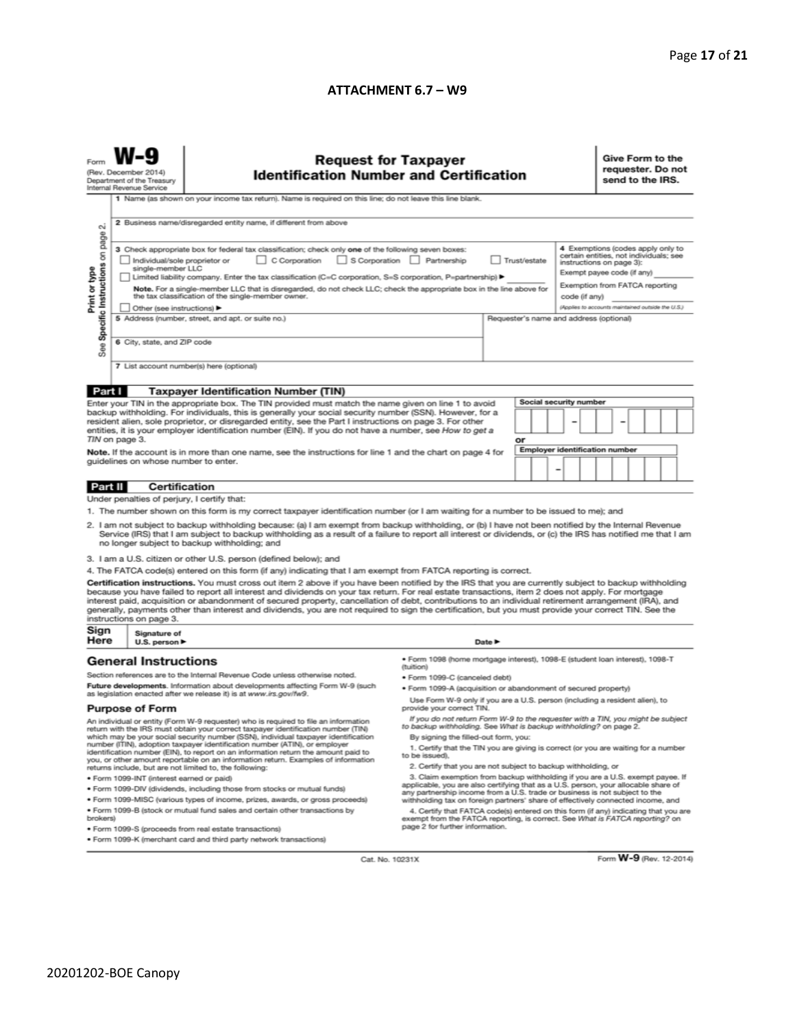**ATTACHMENT 6.7 – W9**

Form **W-9**
(Rev. December 2014)
Department of the Treasury
Internal Revenue Service

# Request for Taxpayer Identification Number and Certification

**Give Form to the requester. Do not send to the IRS.**

Print or type
See Specific Instructions on page 2.

1 Name (as shown on your income tax return). Name is required on this line; do not leave this line blank.

2 Business name/disregarded entity name, if different from above

3 Check appropriate box for federal tax classification; check only **one** of the following seven boxes:

☐ Individual/sole proprietor or single-member LLC ☐ C Corporation ☐ S Corporation ☐ Partnership ☐ Trust/estate

☐ Limited liability company. Enter the tax classification (C=C corporation, S=S corporation, P=partnership) ► ________

**Note.** For a single-member LLC that is disregarded, do not check LLC; check the appropriate box in the line above for the tax classification of the single-member owner.

☐ Other (see instructions) ►

**4** Exemptions (codes apply only to certain entities, not individuals; see instructions on page 3):

Exempt payee code (if any) ________

Exemption from FATCA reporting code (if any) ________

*(Applies to accounts maintained outside the U.S.)*

5 Address (number, street, and apt. or suite no.)

Requester's name and address (optional)

6 City, state, and ZIP code

7 List account number(s) here (optional)

## Part I Taxpayer Identification Number (TIN)

Enter your TIN in the appropriate box. The TIN provided must match the name given on line 1 to avoid backup withholding. For individuals, this is generally your social security number (SSN). However, for a resident alien, sole proprietor, or disregarded entity, see the Part I instructions on page 3. For other entities, it is your employer identification number (EIN). If you do not have a number, see *How to get a TIN* on page 3.

**Note.** If the account is in more than one name, see the instructions for line 1 and the chart on page 4 for guidelines on whose number to enter.

**Social security number**

[ ][ ][ ] – [ ][ ] – [ ][ ][ ][ ]

**or**

**Employer identification number**

[ ][ ] – [ ][ ][ ][ ][ ][ ][ ]

## Part II Certification

Under penalties of perjury, I certify that:

1. The number shown on this form is my correct taxpayer identification number (or I am waiting for a number to be issued to me); and
2. I am not subject to backup withholding because: (a) I am exempt from backup withholding, or (b) I have not been notified by the Internal Revenue Service (IRS) that I am subject to backup withholding as a result of a failure to report all interest or dividends, or (c) the IRS has notified me that I am no longer subject to backup withholding; and
3. I am a U.S. citizen or other U.S. person (defined below); and
4. The FATCA code(s) entered on this form (if any) indicating that I am exempt from FATCA reporting is correct.

**Certification instructions.** You must cross out item 2 above if you have been notified by the IRS that you are currently subject to backup withholding because you have failed to report all interest and dividends on your tax return. For real estate transactions, item 2 does not apply. For mortgage interest paid, acquisition or abandonment of secured property, cancellation of debt, contributions to an individual retirement arrangement (IRA), and generally, payments other than interest and dividends, you are not required to sign the certification, but you must provide your correct TIN. See the instructions on page 3.

**Sign Here** Signature of U.S. person ► Date ►

## General Instructions

Section references are to the Internal Revenue Code unless otherwise noted.

**Future developments.** Information about developments affecting Form W-9 (such as legislation enacted after we release it) is at *www.irs.gov/fw9*.

### Purpose of Form

An individual or entity (Form W-9 requester) who is required to file an information return with the IRS must obtain your correct taxpayer identification number (TIN) which may be your social security number (SSN), individual taxpayer identification number (ITIN), adoption taxpayer identification number (ATIN), or employer identification number (EIN), to report on an information return the amount paid to you, or other amount reportable on an information return. Examples of information returns include, but are not limited to, the following:

- Form 1099-INT (interest earned or paid)
- Form 1099-DIV (dividends, including those from stocks or mutual funds)
- Form 1099-MISC (various types of income, prizes, awards, or gross proceeds)
- Form 1099-B (stock or mutual fund sales and certain other transactions by brokers)
- Form 1099-S (proceeds from real estate transactions)
- Form 1099-K (merchant card and third party network transactions)
- Form 1098 (home mortgage interest), 1098-E (student loan interest), 1098-T (tuition)
- Form 1099-C (canceled debt)
- Form 1099-A (acquisition or abandonment of secured property)

Use Form W-9 only if you are a U.S. person (including a resident alien), to provide your correct TIN.

*If you do not return Form W-9 to the requester with a TIN, you might be subject to backup withholding. See What is backup withholding? on page 2.*

By signing the filled-out form, you:

1. Certify that the TIN you are giving is correct (or you are waiting for a number to be issued),
2. Certify that you are not subject to backup withholding, or
3. Claim exemption from backup withholding if you are a U.S. exempt payee. If applicable, you are also certifying that as a U.S. person, your allocable share of any partnership income from a U.S. trade or business is not subject to the withholding tax on foreign partners' share of effectively connected income, and
4. Certify that FATCA code(s) entered on this form (if any) indicating that you are exempt from the FATCA reporting, is correct. See *What is FATCA reporting?* on page 2 for further information.

Cat. No. 10231X

Form **W-9** (Rev. 12-2014)

20201202-BOE Canopy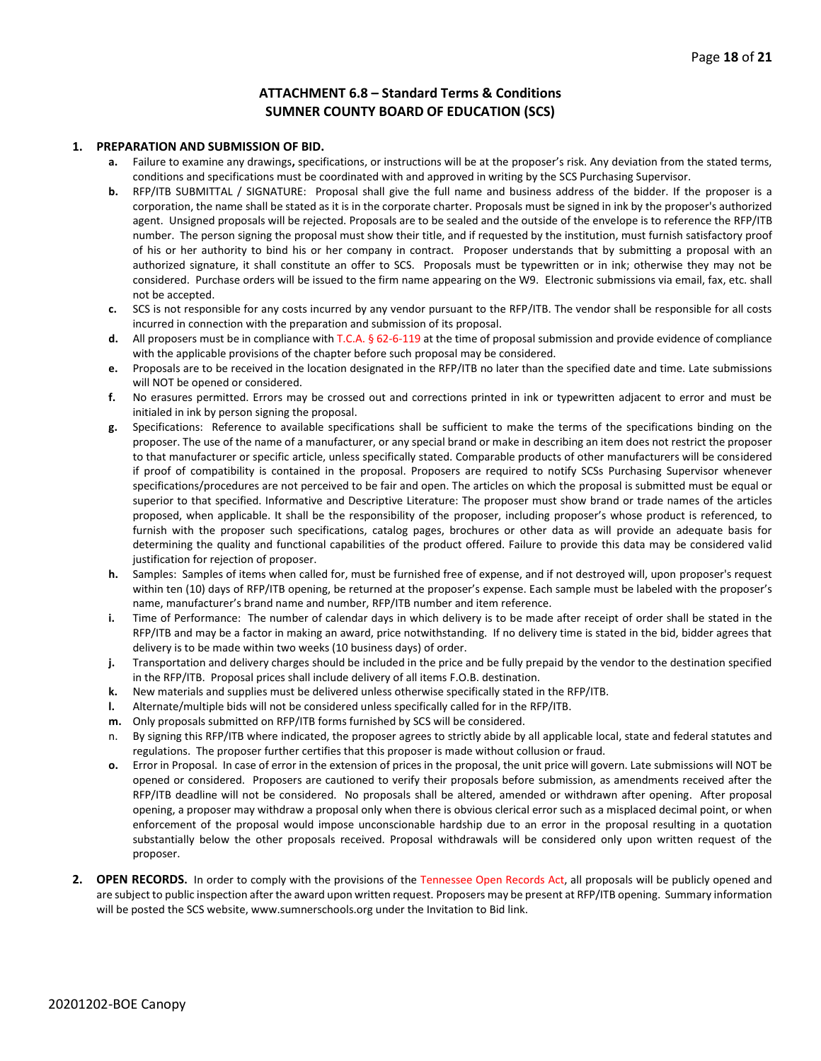# ATTACHMENT 6.8 – Standard Terms & Conditions
# SUMNER COUNTY BOARD OF EDUCATION (SCS)

**1. PREPARATION AND SUBMISSION OF BID.**

**a.** Failure to examine any drawings**,** specifications, or instructions will be at the proposer's risk. Any deviation from the stated terms, conditions and specifications must be coordinated with and approved in writing by the SCS Purchasing Supervisor.

**b.** RFP/ITB SUBMITTAL / SIGNATURE: Proposal shall give the full name and business address of the bidder. If the proposer is a corporation, the name shall be stated as it is in the corporate charter. Proposals must be signed in ink by the proposer's authorized agent. Unsigned proposals will be rejected. Proposals are to be sealed and the outside of the envelope is to reference the RFP/ITB number. The person signing the proposal must show their title, and if requested by the institution, must furnish satisfactory proof of his or her authority to bind his or her company in contract. Proposer understands that by submitting a proposal with an authorized signature, it shall constitute an offer to SCS. Proposals must be typewritten or in ink; otherwise they may not be considered. Purchase orders will be issued to the firm name appearing on the W9. Electronic submissions via email, fax, etc. shall not be accepted.

**c.** SCS is not responsible for any costs incurred by any vendor pursuant to the RFP/ITB. The vendor shall be responsible for all costs incurred in connection with the preparation and submission of its proposal.

**d.** All proposers must be in compliance with T.C.A. § 62-6-119 at the time of proposal submission and provide evidence of compliance with the applicable provisions of the chapter before such proposal may be considered.

**e.** Proposals are to be received in the location designated in the RFP/ITB no later than the specified date and time. Late submissions will NOT be opened or considered.

**f.** No erasures permitted. Errors may be crossed out and corrections printed in ink or typewritten adjacent to error and must be initialed in ink by person signing the proposal.

**g.** Specifications: Reference to available specifications shall be sufficient to make the terms of the specifications binding on the proposer. The use of the name of a manufacturer, or any special brand or make in describing an item does not restrict the proposer to that manufacturer or specific article, unless specifically stated. Comparable products of other manufacturers will be considered if proof of compatibility is contained in the proposal. Proposers are required to notify SCSs Purchasing Supervisor whenever specifications/procedures are not perceived to be fair and open. The articles on which the proposal is submitted must be equal or superior to that specified. Informative and Descriptive Literature: The proposer must show brand or trade names of the articles proposed, when applicable. It shall be the responsibility of the proposer, including proposer's whose product is referenced, to furnish with the proposer such specifications, catalog pages, brochures or other data as will provide an adequate basis for determining the quality and functional capabilities of the product offered. Failure to provide this data may be considered valid justification for rejection of proposer.

**h.** Samples: Samples of items when called for, must be furnished free of expense, and if not destroyed will, upon proposer's request within ten (10) days of RFP/ITB opening, be returned at the proposer's expense. Each sample must be labeled with the proposer's name, manufacturer's brand name and number, RFP/ITB number and item reference.

**i.** Time of Performance: The number of calendar days in which delivery is to be made after receipt of order shall be stated in the RFP/ITB and may be a factor in making an award, price notwithstanding. If no delivery time is stated in the bid, bidder agrees that delivery is to be made within two weeks (10 business days) of order.

**j.** Transportation and delivery charges should be included in the price and be fully prepaid by the vendor to the destination specified in the RFP/ITB. Proposal prices shall include delivery of all items F.O.B. destination.

**k.** New materials and supplies must be delivered unless otherwise specifically stated in the RFP/ITB.

**l.** Alternate/multiple bids will not be considered unless specifically called for in the RFP/ITB.

**m.** Only proposals submitted on RFP/ITB forms furnished by SCS will be considered.

n. By signing this RFP/ITB where indicated, the proposer agrees to strictly abide by all applicable local, state and federal statutes and regulations. The proposer further certifies that this proposer is made without collusion or fraud.

**o.** Error in Proposal. In case of error in the extension of prices in the proposal, the unit price will govern. Late submissions will NOT be opened or considered. Proposers are cautioned to verify their proposals before submission, as amendments received after the RFP/ITB deadline will not be considered. No proposals shall be altered, amended or withdrawn after opening. After proposal opening, a proposer may withdraw a proposal only when there is obvious clerical error such as a misplaced decimal point, or when enforcement of the proposal would impose unconscionable hardship due to an error in the proposal resulting in a quotation substantially below the other proposals received. Proposal withdrawals will be considered only upon written request of the proposer.

**2. OPEN RECORDS.** In order to comply with the provisions of the Tennessee Open Records Act, all proposals will be publicly opened and are subject to public inspection after the award upon written request. Proposers may be present at RFP/ITB opening. Summary information will be posted the SCS website, www.sumnerschools.org under the Invitation to Bid link.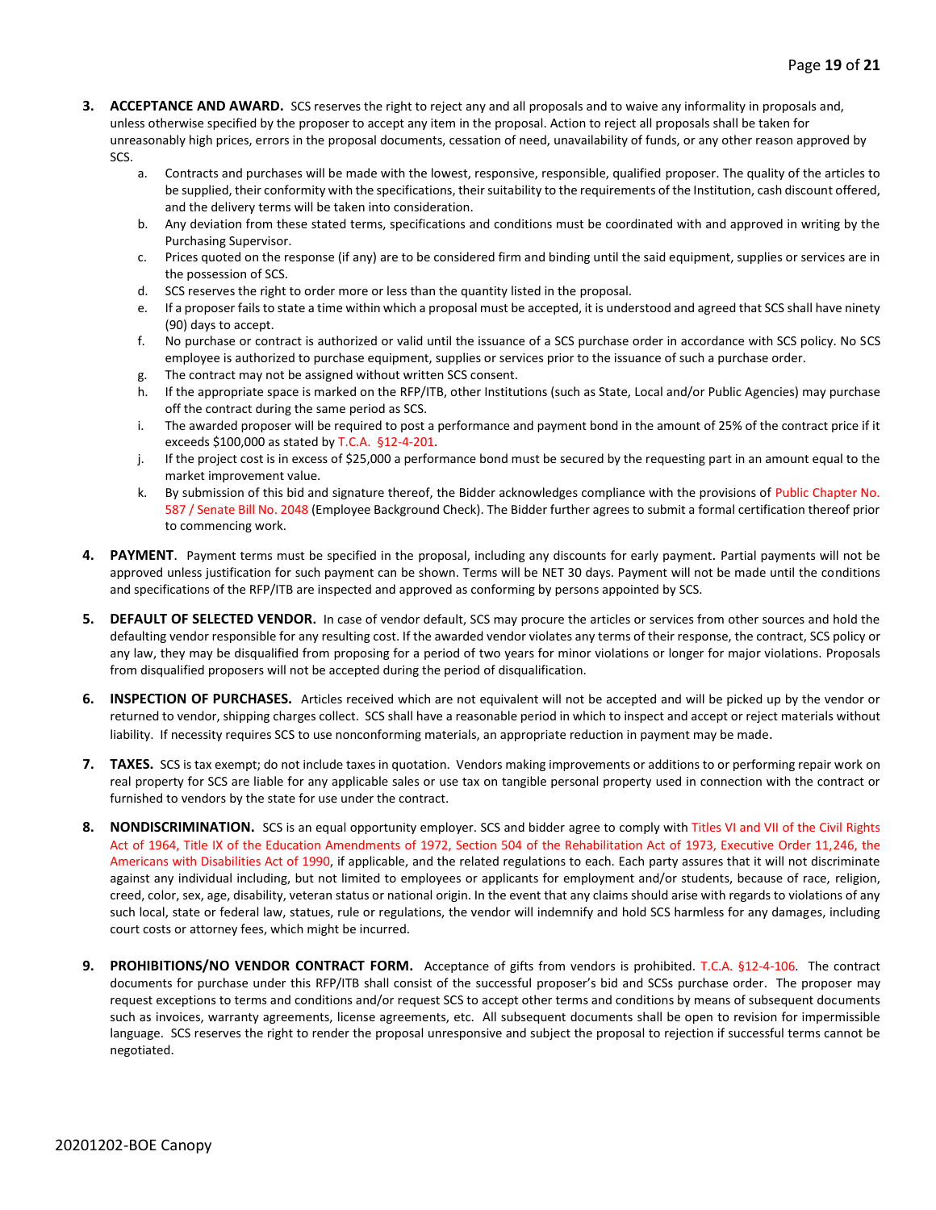3. **ACCEPTANCE AND AWARD.** SCS reserves the right to reject any and all proposals and to waive any informality in proposals and, unless otherwise specified by the proposer to accept any item in the proposal. Action to reject all proposals shall be taken for unreasonably high prices, errors in the proposal documents, cessation of need, unavailability of funds, or any other reason approved by SCS.
   a. Contracts and purchases will be made with the lowest, responsive, responsible, qualified proposer. The quality of the articles to be supplied, their conformity with the specifications, their suitability to the requirements of the Institution, cash discount offered, and the delivery terms will be taken into consideration.
   b. Any deviation from these stated terms, specifications and conditions must be coordinated with and approved in writing by the Purchasing Supervisor.
   c. Prices quoted on the response (if any) are to be considered firm and binding until the said equipment, supplies or services are in the possession of SCS.
   d. SCS reserves the right to order more or less than the quantity listed in the proposal.
   e. If a proposer fails to state a time within which a proposal must be accepted, it is understood and agreed that SCS shall have ninety (90) days to accept.
   f. No purchase or contract is authorized or valid until the issuance of a SCS purchase order in accordance with SCS policy. No SCS employee is authorized to purchase equipment, supplies or services prior to the issuance of such a purchase order.
   g. The contract may not be assigned without written SCS consent.
   h. If the appropriate space is marked on the RFP/ITB, other Institutions (such as State, Local and/or Public Agencies) may purchase off the contract during the same period as SCS.
   i. The awarded proposer will be required to post a performance and payment bond in the amount of 25% of the contract price if it exceeds $100,000 as stated by T.C.A. §12-4-201.
   j. If the project cost is in excess of $25,000 a performance bond must be secured by the requesting part in an amount equal to the market improvement value.
   k. By submission of this bid and signature thereof, the Bidder acknowledges compliance with the provisions of Public Chapter No. 587 / Senate Bill No. 2048 (Employee Background Check). The Bidder further agrees to submit a formal certification thereof prior to commencing work.

4. **PAYMENT**. Payment terms must be specified in the proposal, including any discounts for early payment. Partial payments will not be approved unless justification for such payment can be shown. Terms will be NET 30 days. Payment will not be made until the conditions and specifications of the RFP/ITB are inspected and approved as conforming by persons appointed by SCS.

5. **DEFAULT OF SELECTED VENDOR.** In case of vendor default, SCS may procure the articles or services from other sources and hold the defaulting vendor responsible for any resulting cost. If the awarded vendor violates any terms of their response, the contract, SCS policy or any law, they may be disqualified from proposing for a period of two years for minor violations or longer for major violations. Proposals from disqualified proposers will not be accepted during the period of disqualification.

6. **INSPECTION OF PURCHASES.** Articles received which are not equivalent will not be accepted and will be picked up by the vendor or returned to vendor, shipping charges collect. SCS shall have a reasonable period in which to inspect and accept or reject materials without liability. If necessity requires SCS to use nonconforming materials, an appropriate reduction in payment may be made.

7. **TAXES.** SCS is tax exempt; do not include taxes in quotation. Vendors making improvements or additions to or performing repair work on real property for SCS are liable for any applicable sales or use tax on tangible personal property used in connection with the contract or furnished to vendors by the state for use under the contract.

8. **NONDISCRIMINATION.** SCS is an equal opportunity employer. SCS and bidder agree to comply with Titles VI and VII of the Civil Rights Act of 1964, Title IX of the Education Amendments of 1972, Section 504 of the Rehabilitation Act of 1973, Executive Order 11,246, the Americans with Disabilities Act of 1990, if applicable, and the related regulations to each. Each party assures that it will not discriminate against any individual including, but not limited to employees or applicants for employment and/or students, because of race, religion, creed, color, sex, age, disability, veteran status or national origin. In the event that any claims should arise with regards to violations of any such local, state or federal law, statues, rule or regulations, the vendor will indemnify and hold SCS harmless for any damages, including court costs or attorney fees, which might be incurred.

9. **PROHIBITIONS/NO VENDOR CONTRACT FORM.** Acceptance of gifts from vendors is prohibited. T.C.A. §12-4-106. The contract documents for purchase under this RFP/ITB shall consist of the successful proposer's bid and SCSs purchase order. The proposer may request exceptions to terms and conditions and/or request SCS to accept other terms and conditions by means of subsequent documents such as invoices, warranty agreements, license agreements, etc. All subsequent documents shall be open to revision for impermissible language. SCS reserves the right to render the proposal unresponsive and subject the proposal to rejection if successful terms cannot be negotiated.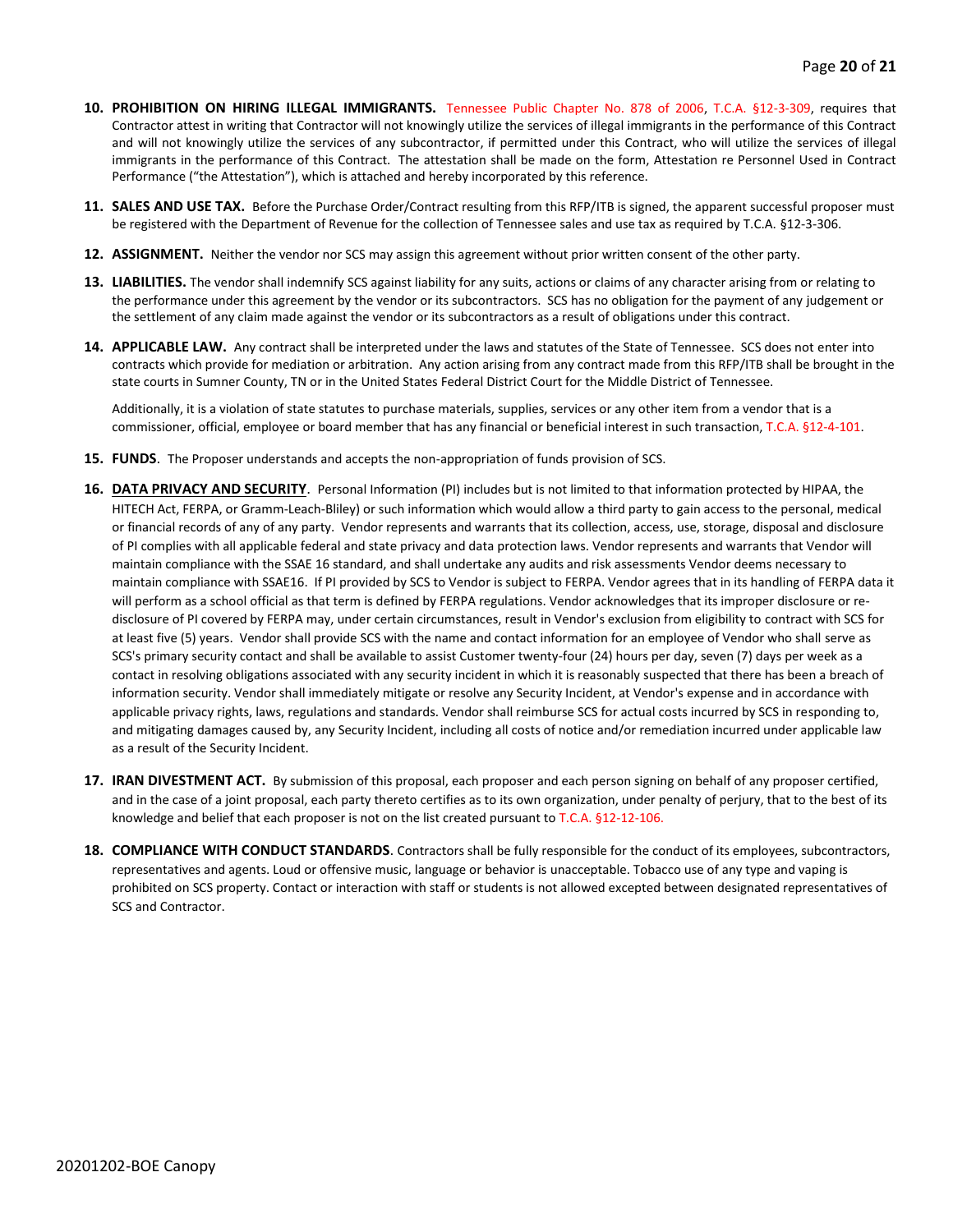10. **PROHIBITION ON HIRING ILLEGAL IMMIGRANTS.** Tennessee Public Chapter No. 878 of 2006, T.C.A. §12-3-309, requires that Contractor attest in writing that Contractor will not knowingly utilize the services of illegal immigrants in the performance of this Contract and will not knowingly utilize the services of any subcontractor, if permitted under this Contract, who will utilize the services of illegal immigrants in the performance of this Contract. The attestation shall be made on the form, Attestation re Personnel Used in Contract Performance ("the Attestation"), which is attached and hereby incorporated by this reference.

11. **SALES AND USE TAX.** Before the Purchase Order/Contract resulting from this RFP/ITB is signed, the apparent successful proposer must be registered with the Department of Revenue for the collection of Tennessee sales and use tax as required by T.C.A. §12-3-306.

12. **ASSIGNMENT.** Neither the vendor nor SCS may assign this agreement without prior written consent of the other party.

13. **LIABILITIES.** The vendor shall indemnify SCS against liability for any suits, actions or claims of any character arising from or relating to the performance under this agreement by the vendor or its subcontractors. SCS has no obligation for the payment of any judgement or the settlement of any claim made against the vendor or its subcontractors as a result of obligations under this contract.

14. **APPLICABLE LAW.** Any contract shall be interpreted under the laws and statutes of the State of Tennessee. SCS does not enter into contracts which provide for mediation or arbitration. Any action arising from any contract made from this RFP/ITB shall be brought in the state courts in Sumner County, TN or in the United States Federal District Court for the Middle District of Tennessee.

    Additionally, it is a violation of state statutes to purchase materials, supplies, services or any other item from a vendor that is a commissioner, official, employee or board member that has any financial or beneficial interest in such transaction, T.C.A. §12-4-101.

15. **FUNDS**. The Proposer understands and accepts the non-appropriation of funds provision of SCS.

16. **DATA PRIVACY AND SECURITY**. Personal Information (PI) includes but is not limited to that information protected by HIPAA, the HITECH Act, FERPA, or Gramm-Leach-Bliley) or such information which would allow a third party to gain access to the personal, medical or financial records of any of any party. Vendor represents and warrants that its collection, access, use, storage, disposal and disclosure of PI complies with all applicable federal and state privacy and data protection laws. Vendor represents and warrants that Vendor will maintain compliance with the SSAE 16 standard, and shall undertake any audits and risk assessments Vendor deems necessary to maintain compliance with SSAE16. If PI provided by SCS to Vendor is subject to FERPA. Vendor agrees that in its handling of FERPA data it will perform as a school official as that term is defined by FERPA regulations. Vendor acknowledges that its improper disclosure or re-disclosure of PI covered by FERPA may, under certain circumstances, result in Vendor's exclusion from eligibility to contract with SCS for at least five (5) years. Vendor shall provide SCS with the name and contact information for an employee of Vendor who shall serve as SCS's primary security contact and shall be available to assist Customer twenty-four (24) hours per day, seven (7) days per week as a contact in resolving obligations associated with any security incident in which it is reasonably suspected that there has been a breach of information security. Vendor shall immediately mitigate or resolve any Security Incident, at Vendor's expense and in accordance with applicable privacy rights, laws, regulations and standards. Vendor shall reimburse SCS for actual costs incurred by SCS in responding to, and mitigating damages caused by, any Security Incident, including all costs of notice and/or remediation incurred under applicable law as a result of the Security Incident.

17. **IRAN DIVESTMENT ACT.** By submission of this proposal, each proposer and each person signing on behalf of any proposer certified, and in the case of a joint proposal, each party thereto certifies as to its own organization, under penalty of perjury, that to the best of its knowledge and belief that each proposer is not on the list created pursuant to T.C.A. §12-12-106.

18. **COMPLIANCE WITH CONDUCT STANDARDS**. Contractors shall be fully responsible for the conduct of its employees, subcontractors, representatives and agents. Loud or offensive music, language or behavior is unacceptable. Tobacco use of any type and vaping is prohibited on SCS property. Contact or interaction with staff or students is not allowed excepted between designated representatives of SCS and Contractor.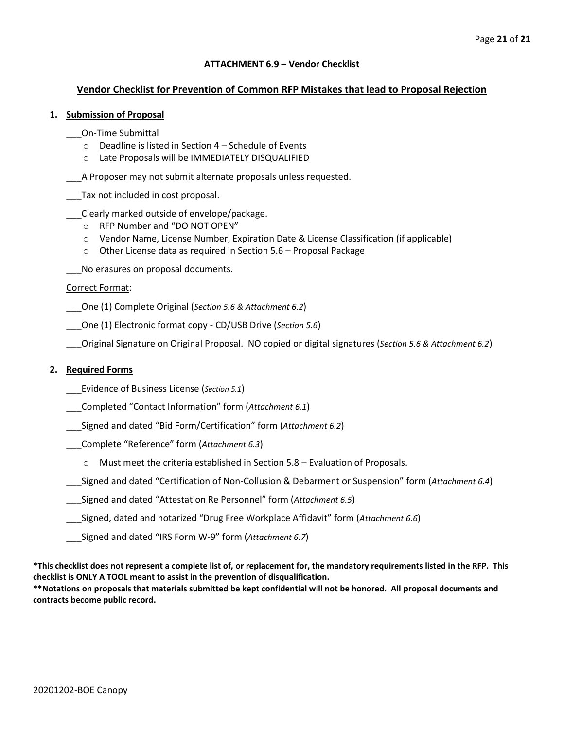## ATTACHMENT 6.9 – Vendor Checklist

### <u>Vendor Checklist for Prevention of Common RFP Mistakes that lead to Proposal Rejection</u>

**1. <u>Submission of Proposal</u>**

___On-Time Submittal
- Deadline is listed in Section 4 – Schedule of Events
- Late Proposals will be IMMEDIATELY DISQUALIFIED

___A Proposer may not submit alternate proposals unless requested.

___Tax not included in cost proposal.

___Clearly marked outside of envelope/package.
- RFP Number and "DO NOT OPEN"
- Vendor Name, License Number, Expiration Date & License Classification (if applicable)
- Other License data as required in Section 5.6 – Proposal Package

___No erasures on proposal documents.

<u>Correct Format</u>:

___One (1) Complete Original (*Section 5.6 & Attachment 6.2*)

___One (1) Electronic format copy - CD/USB Drive (*Section 5.6*)

___Original Signature on Original Proposal. NO copied or digital signatures (*Section 5.6 & Attachment 6.2*)

**2. <u>Required Forms</u>**

___Evidence of Business License (*Section 5.1*)

___Completed "Contact Information" form (*Attachment 6.1*)

___Signed and dated "Bid Form/Certification" form (*Attachment 6.2*)

___Complete "Reference" form (*Attachment 6.3*)
- Must meet the criteria established in Section 5.8 – Evaluation of Proposals.

___Signed and dated "Certification of Non-Collusion & Debarment or Suspension" form (*Attachment 6.4*)

___Signed and dated "Attestation Re Personnel" form (*Attachment 6.5*)

___Signed, dated and notarized "Drug Free Workplace Affidavit" form (*Attachment 6.6*)

___Signed and dated "IRS Form W-9" form (*Attachment 6.7*)

**\*This checklist does not represent a complete list of, or replacement for, the mandatory requirements listed in the RFP. This checklist is ONLY A TOOL meant to assist in the prevention of disqualification.**

**\*\*Notations on proposals that materials submitted be kept confidential will not be honored. All proposal documents and contracts become public record.**

20201202-BOE Canopy